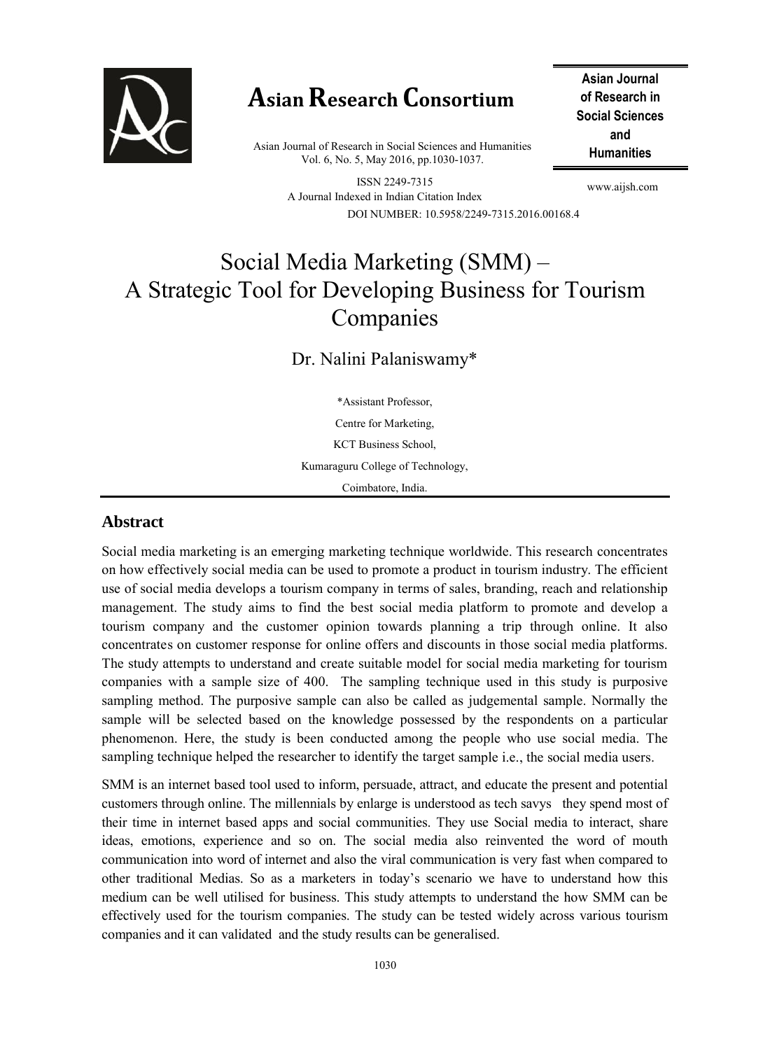# Social Media Marketing (SMM) – A Strategic Tool for Developing Business for Tourism Companies

Dr. Nalini Palaniswamy*

*Assistant Professor,
Centre for Marketing,
KCT Business School,
Kumaraguru College of Technology,
Coimbatore, India.

## Abstract

Social media marketing is an emerging marketing technique worldwide. This research concentrates on how effectively social media can be used to promote a product in tourism industry. The efficient use of social media develops a tourism company in terms of sales, branding, reach and relationship management. The study aims to find the best social media platform to promote and develop a tourism company and the customer opinion towards planning a trip through online. It also concentrates on customer response for online offers and discounts in those social media platforms. The study attempts to understand and create suitable model for social media marketing for tourism companies with a sample size of 400. The sampling technique used in this study is purposive sampling method. The purposive sample can also be called as judgemental sample. Normally the sample will be selected based on the knowledge possessed by the respondents on a particular phenomenon. Here, the study is been conducted among the people who use social media. The sampling technique helped the researcher to identify the target sample i.e., the social media users.

SMM is an internet based tool used to inform, persuade, attract, and educate the present and potential customers through online. The millennials by enlarge is understood as tech savys they spend most of their time in internet based apps and social communities. They use Social media to interact, share ideas, emotions, experience and so on. The social media also reinvented the word of mouth communication into word of internet and also the viral communication is very fast when compared to other traditional Medias. So as a marketers in today's scenario we have to understand how this medium can be well utilised for business. This study attempts to understand the how SMM can be effectively used for the tourism companies. The study can be tested widely across various tourism companies and it can validated and the study results can be generalised.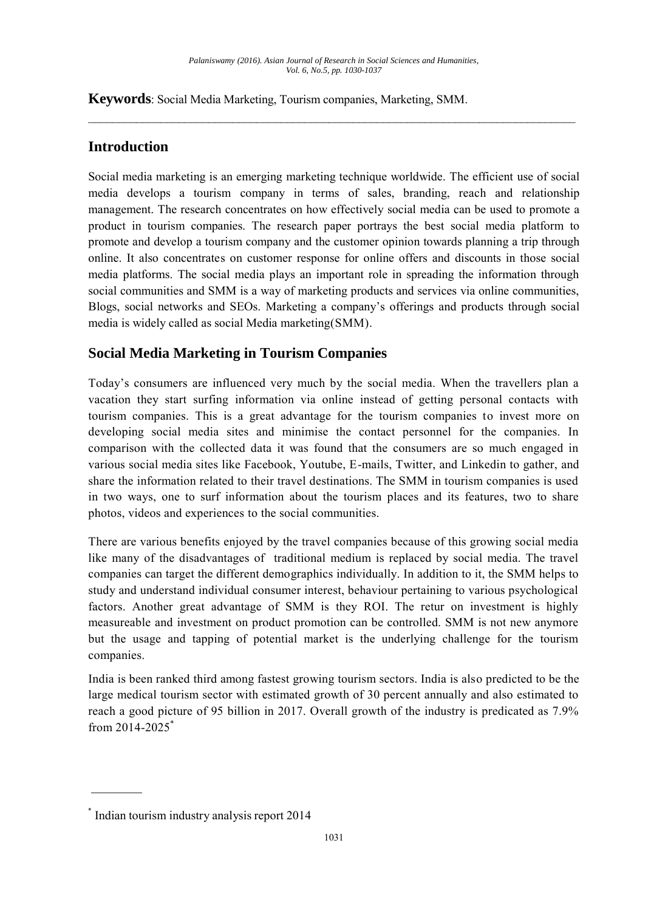**Keywords**: Social Media Marketing, Tourism companies, Marketing, SMM.

## Introduction

Social media marketing is an emerging marketing technique worldwide. The efficient use of social media develops a tourism company in terms of sales, branding, reach and relationship management. The research concentrates on how effectively social media can be used to promote a product in tourism companies. The research paper portrays the best social media platform to promote and develop a tourism company and the customer opinion towards planning a trip through online. It also concentrates on customer response for online offers and discounts in those social media platforms. The social media plays an important role in spreading the information through social communities and SMM is a way of marketing products and services via online communities, Blogs, social networks and SEOs. Marketing a company's offerings and products through social media is widely called as social Media marketing(SMM).

## Social Media Marketing in Tourism Companies

Today's consumers are influenced very much by the social media. When the travellers plan a vacation they start surfing information via online instead of getting personal contacts with tourism companies. This is a great advantage for the tourism companies to invest more on developing social media sites and minimise the contact personnel for the companies. In comparison with the collected data it was found that the consumers are so much engaged in various social media sites like Facebook, Youtube, E-mails, Twitter, and Linkedin to gather, and share the information related to their travel destinations. The SMM in tourism companies is used in two ways, one to surf information about the tourism places and its features, two to share photos, videos and experiences to the social communities.

There are various benefits enjoyed by the travel companies because of this growing social media like many of the disadvantages of traditional medium is replaced by social media. The travel companies can target the different demographics individually. In addition to it, the SMM helps to study and understand individual consumer interest, behaviour pertaining to various psychological factors. Another great advantage of SMM is they ROI. The retur on investment is highly measureable and investment on product promotion can be controlled. SMM is not new anymore but the usage and tapping of potential market is the underlying challenge for the tourism companies.

India is been ranked third among fastest growing tourism sectors. India is also predicted to be the large medical tourism sector with estimated growth of 30 percent annually and also estimated to reach a good picture of 95 billion in 2017. Overall growth of the industry is predicated as 7.9% from 2014-2025[*]

---

[*] Indian tourism industry analysis report 2014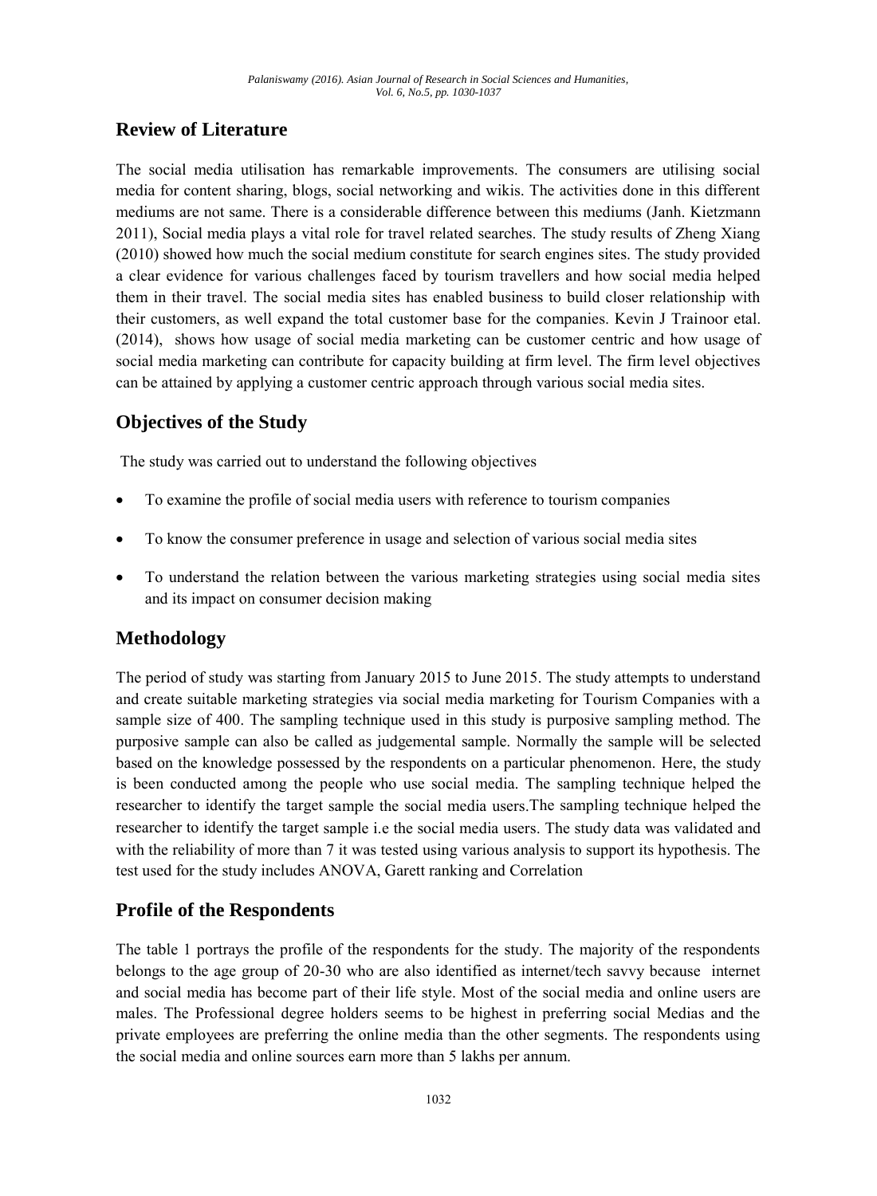## Review of Literature

The social media utilisation has remarkable improvements. The consumers are utilising social media for content sharing, blogs, social networking and wikis. The activities done in this different mediums are not same. There is a considerable difference between this mediums (Janh. Kietzmann 2011), Social media plays a vital role for travel related searches. The study results of Zheng Xiang (2010) showed how much the social medium constitute for search engines sites. The study provided a clear evidence for various challenges faced by tourism travellers and how social media helped them in their travel. The social media sites has enabled business to build closer relationship with their customers, as well expand the total customer base for the companies. Kevin J Trainoor etal. (2014), shows how usage of social media marketing can be customer centric and how usage of social media marketing can contribute for capacity building at firm level. The firm level objectives can be attained by applying a customer centric approach through various social media sites.

## Objectives of the Study

The study was carried out to understand the following objectives

- To examine the profile of social media users with reference to tourism companies
- To know the consumer preference in usage and selection of various social media sites
- To understand the relation between the various marketing strategies using social media sites and its impact on consumer decision making

## Methodology

The period of study was starting from January 2015 to June 2015. The study attempts to understand and create suitable marketing strategies via social media marketing for Tourism Companies with a sample size of 400. The sampling technique used in this study is purposive sampling method. The purposive sample can also be called as judgemental sample. Normally the sample will be selected based on the knowledge possessed by the respondents on a particular phenomenon. Here, the study is been conducted among the people who use social media. The sampling technique helped the researcher to identify the target sample the social media users.The sampling technique helped the researcher to identify the target sample i.e the social media users. The study data was validated and with the reliability of more than 7 it was tested using various analysis to support its hypothesis. The test used for the study includes ANOVA, Garett ranking and Correlation

## Profile of the Respondents

The table 1 portrays the profile of the respondents for the study. The majority of the respondents belongs to the age group of 20-30 who are also identified as internet/tech savvy because internet and social media has become part of their life style. Most of the social media and online users are males. The Professional degree holders seems to be highest in preferring social Medias and the private employees are preferring the online media than the other segments. The respondents using the social media and online sources earn more than 5 lakhs per annum.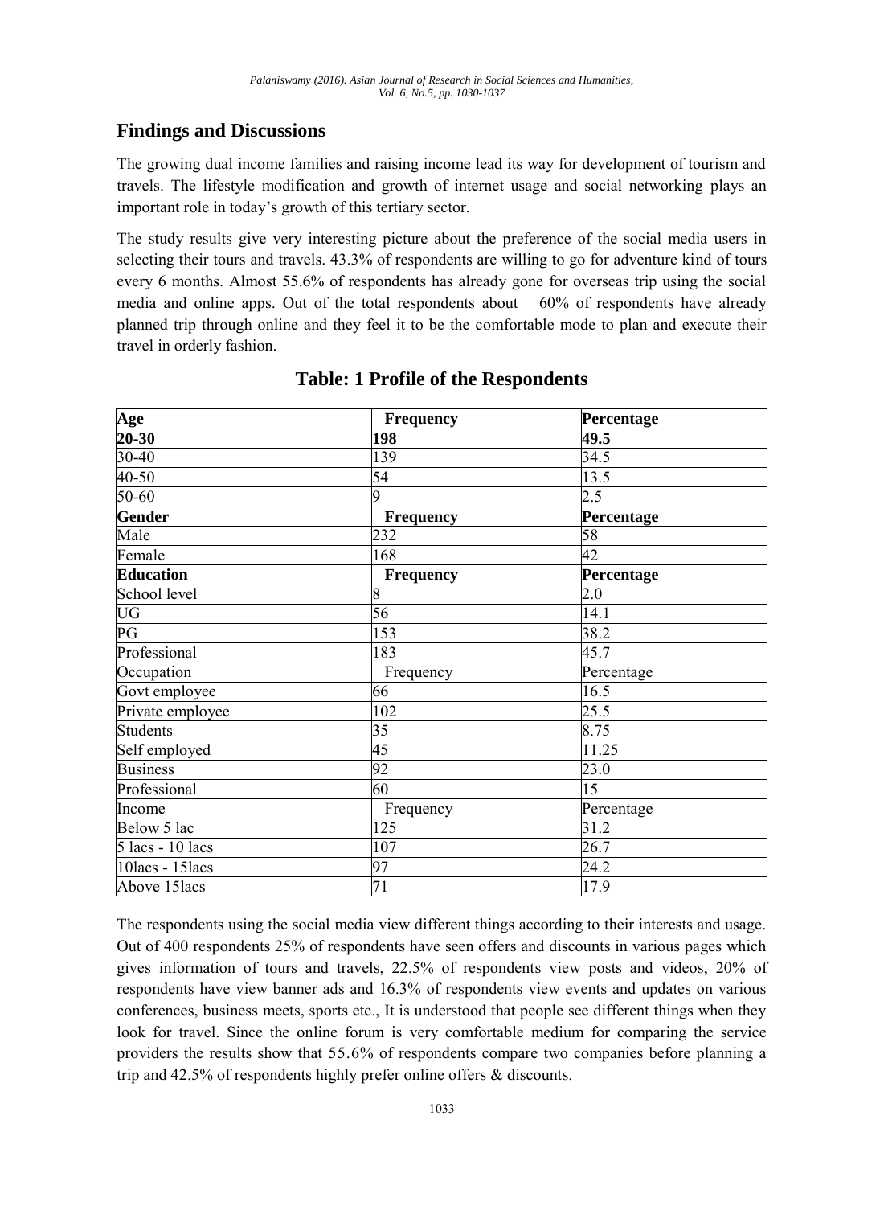## Findings and Discussions

The growing dual income families and raising income lead its way for development of tourism and travels. The lifestyle modification and growth of internet usage and social networking plays an important role in today's growth of this tertiary sector.

The study results give very interesting picture about the preference of the social media users in selecting their tours and travels. 43.3% of respondents are willing to go for adventure kind of tours every 6 months. Almost 55.6% of respondents has already gone for overseas trip using the social media and online apps. Out of the total respondents about 60% of respondents have already planned trip through online and they feel it to be the comfortable mode to plan and execute their travel in orderly fashion.

### Table: 1 Profile of the Respondents

| **Age** | **Frequency** | **Percentage** |
|---|---|---|
| **20-30** | **198** | **49.5** |
| 30-40 | 139 | 34.5 |
| 40-50 | 54 | 13.5 |
| 50-60 | 9 | 2.5 |
| **Gender** | **Frequency** | **Percentage** |
| Male | 232 | 58 |
| Female | 168 | 42 |
| **Education** | **Frequency** | **Percentage** |
| School level | 8 | 2.0 |
| UG | 56 | 14.1 |
| PG | 153 | 38.2 |
| Professional | 183 | 45.7 |
| Occupation | Frequency | Percentage |
| Govt employee | 66 | 16.5 |
| Private employee | 102 | 25.5 |
| Students | 35 | 8.75 |
| Self employed | 45 | 11.25 |
| Business | 92 | 23.0 |
| Professional | 60 | 15 |
| Income | Frequency | Percentage |
| Below 5 lac | 125 | 31.2 |
| 5 lacs - 10 lacs | 107 | 26.7 |
| 10lacs - 15lacs | 97 | 24.2 |
| Above 15lacs | 71 | 17.9 |

The respondents using the social media view different things according to their interests and usage. Out of 400 respondents 25% of respondents have seen offers and discounts in various pages which gives information of tours and travels, 22.5% of respondents view posts and videos, 20% of respondents have view banner ads and 16.3% of respondents view events and updates on various conferences, business meets, sports etc., It is understood that people see different things when they look for travel. Since the online forum is very comfortable medium for comparing the service providers the results show that 55.6% of respondents compare two companies before planning a trip and 42.5% of respondents highly prefer online offers & discounts.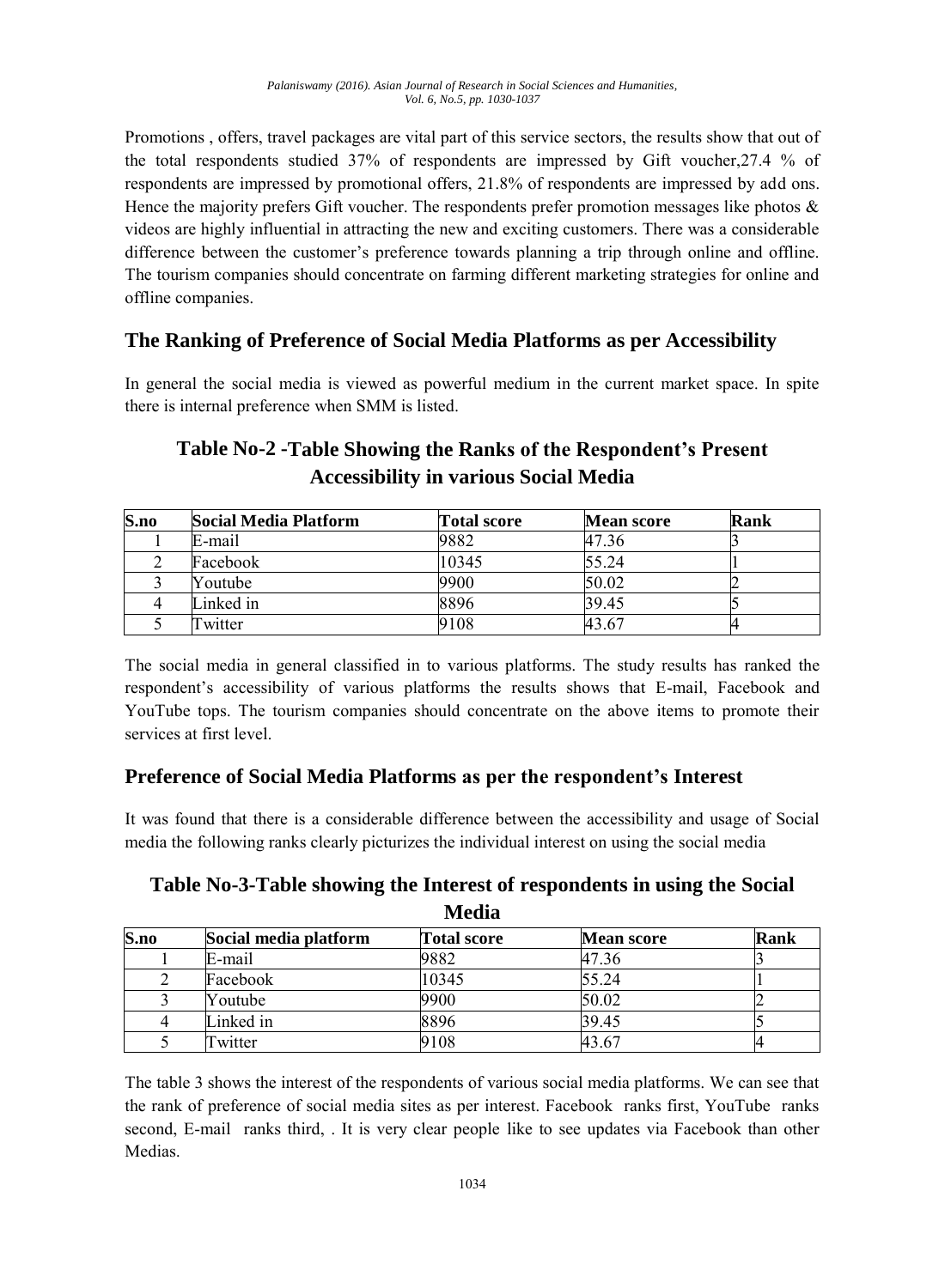Promotions , offers, travel packages are vital part of this service sectors, the results show that out of the total respondents studied 37% of respondents are impressed by Gift voucher,27.4 % of respondents are impressed by promotional offers, 21.8% of respondents are impressed by add ons. Hence the majority prefers Gift voucher. The respondents prefer promotion messages like photos & videos are highly influential in attracting the new and exciting customers. There was a considerable difference between the customer's preference towards planning a trip through online and offline. The tourism companies should concentrate on farming different marketing strategies for online and offline companies.

## The Ranking of Preference of Social Media Platforms as per Accessibility

In general the social media is viewed as powerful medium in the current market space. In spite there is internal preference when SMM is listed.

### Table No-2 -Table Showing the Ranks of the Respondent's Present Accessibility in various Social Media

| S.no | Social Media Platform | Total score | Mean score | Rank |
|---|---|---|---|---|
| 1 | E-mail | 9882 | 47.36 | 3 |
| 2 | Facebook | 10345 | 55.24 | 1 |
| 3 | Youtube | 9900 | 50.02 | 2 |
| 4 | Linked in | 8896 | 39.45 | 5 |
| 5 | Twitter | 9108 | 43.67 | 4 |

The social media in general classified in to various platforms. The study results has ranked the respondent's accessibility of various platforms the results shows that E-mail, Facebook and YouTube tops. The tourism companies should concentrate on the above items to promote their services at first level.

## Preference of Social Media Platforms as per the respondent's Interest

It was found that there is a considerable difference between the accessibility and usage of Social media the following ranks clearly picturizes the individual interest on using the social media

### Table No-3-Table showing the Interest of respondents in using the Social Media

| S.no | Social media platform | Total score | Mean score | Rank |
|---|---|---|---|---|
| 1 | E-mail | 9882 | 47.36 | 3 |
| 2 | Facebook | 10345 | 55.24 | 1 |
| 3 | Youtube | 9900 | 50.02 | 2 |
| 4 | Linked in | 8896 | 39.45 | 5 |
| 5 | Twitter | 9108 | 43.67 | 4 |

The table 3 shows the interest of the respondents of various social media platforms. We can see that the rank of preference of social media sites as per interest. Facebook ranks first, YouTube ranks second, E-mail ranks third, . It is very clear people like to see updates via Facebook than other Medias.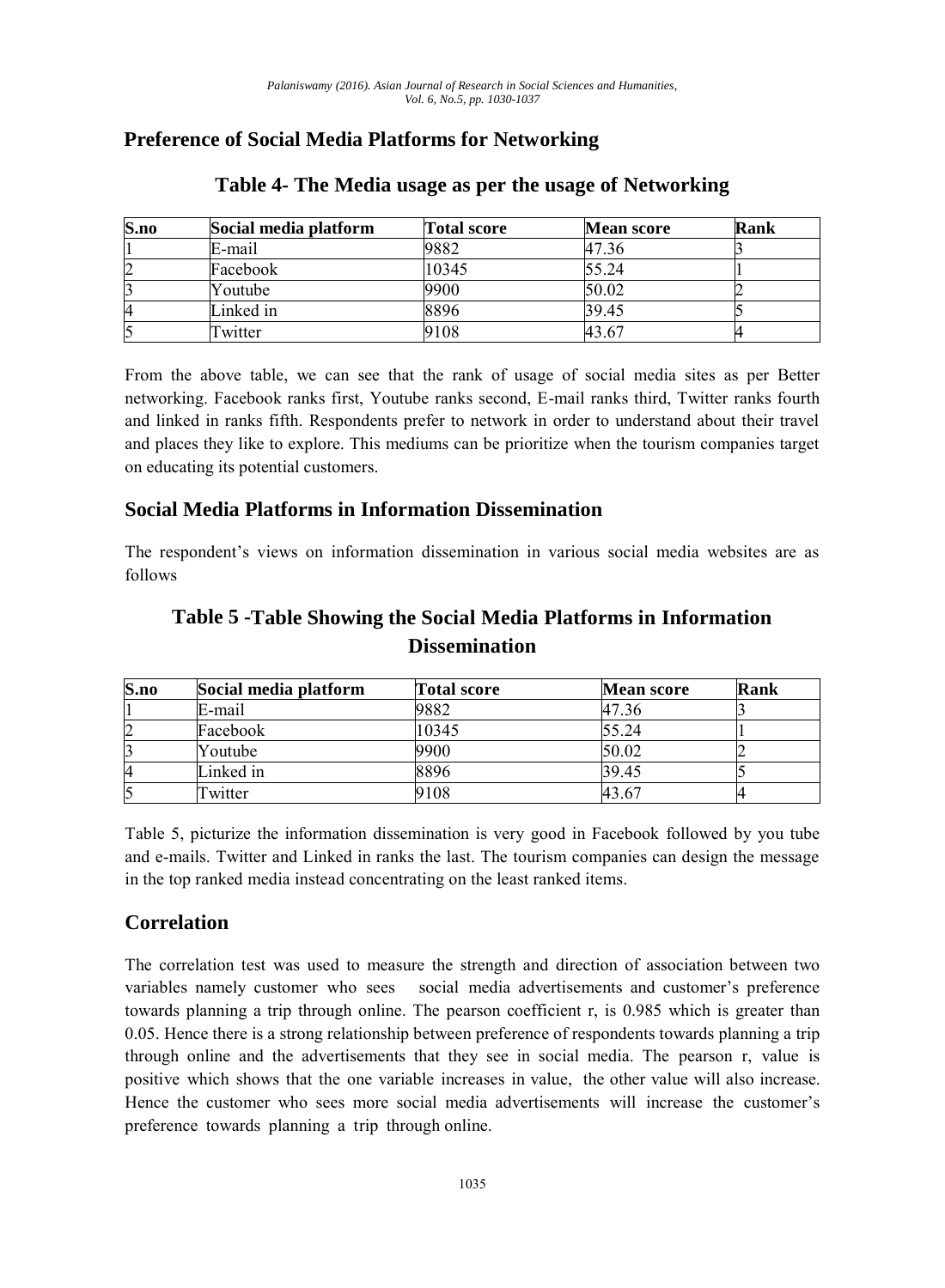## Preference of Social Media Platforms for Networking

### Table 4- The Media usage as per the usage of Networking

| S.no | Social media platform | Total score | Mean score | Rank |
|---|---|---|---|---|
| 1 | E-mail | 9882 | 47.36 | 3 |
| 2 | Facebook | 10345 | 55.24 | 1 |
| 3 | Youtube | 9900 | 50.02 | 2 |
| 4 | Linked in | 8896 | 39.45 | 5 |
| 5 | Twitter | 9108 | 43.67 | 4 |

From the above table, we can see that the rank of usage of social media sites as per Better networking. Facebook ranks first, Youtube ranks second, E-mail ranks third, Twitter ranks fourth and linked in ranks fifth. Respondents prefer to network in order to understand about their travel and places they like to explore. This mediums can be prioritize when the tourism companies target on educating its potential customers.

## Social Media Platforms in Information Dissemination

The respondent's views on information dissemination in various social media websites are as follows

### Table 5 -Table Showing the Social Media Platforms in Information Dissemination

| S.no | Social media platform | Total score | Mean score | Rank |
|---|---|---|---|---|
| 1 | E-mail | 9882 | 47.36 | 3 |
| 2 | Facebook | 10345 | 55.24 | 1 |
| 3 | Youtube | 9900 | 50.02 | 2 |
| 4 | Linked in | 8896 | 39.45 | 5 |
| 5 | Twitter | 9108 | 43.67 | 4 |

Table 5, picturize the information dissemination is very good in Facebook followed by you tube and e-mails. Twitter and Linked in ranks the last. The tourism companies can design the message in the top ranked media instead concentrating on the least ranked items.

## Correlation

The correlation test was used to measure the strength and direction of association between two variables namely customer who sees social media advertisements and customer's preference towards planning a trip through online. The pearson coefficient r, is 0.985 which is greater than 0.05. Hence there is a strong relationship between preference of respondents towards planning a trip through online and the advertisements that they see in social media. The pearson r, value is positive which shows that the one variable increases in value, the other value will also increase. Hence the customer who sees more social media advertisements will increase the customer's preference towards planning a trip through online.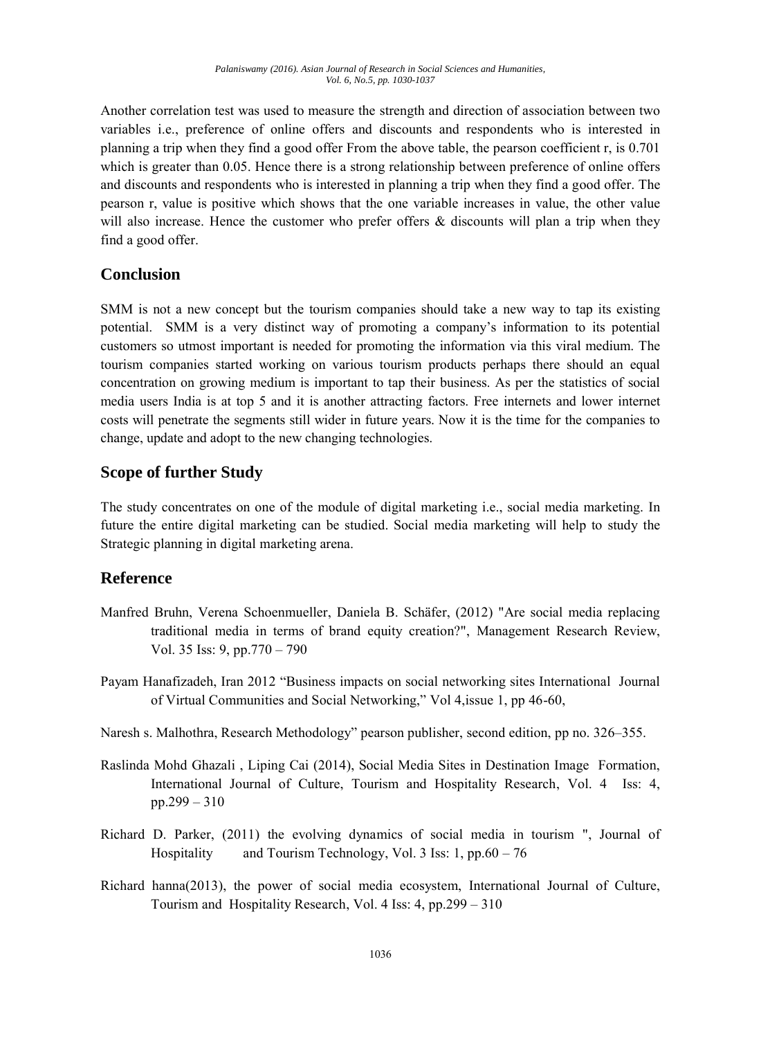Another correlation test was used to measure the strength and direction of association between two variables i.e., preference of online offers and discounts and respondents who is interested in planning a trip when they find a good offer From the above table, the pearson coefficient r, is 0.701 which is greater than 0.05. Hence there is a strong relationship between preference of online offers and discounts and respondents who is interested in planning a trip when they find a good offer. The pearson r, value is positive which shows that the one variable increases in value, the other value will also increase. Hence the customer who prefer offers & discounts will plan a trip when they find a good offer.

## Conclusion

SMM is not a new concept but the tourism companies should take a new way to tap its existing potential. SMM is a very distinct way of promoting a company's information to its potential customers so utmost important is needed for promoting the information via this viral medium. The tourism companies started working on various tourism products perhaps there should an equal concentration on growing medium is important to tap their business. As per the statistics of social media users India is at top 5 and it is another attracting factors. Free internets and lower internet costs will penetrate the segments still wider in future years. Now it is the time for the companies to change, update and adopt to the new changing technologies.

## Scope of further Study

The study concentrates on one of the module of digital marketing i.e., social media marketing. In future the entire digital marketing can be studied. Social media marketing will help to study the Strategic planning in digital marketing arena.

## Reference

Manfred Bruhn, Verena Schoenmueller, Daniela B. Schäfer, (2012) "Are social media replacing traditional media in terms of brand equity creation?", Management Research Review, Vol. 35 Iss: 9, pp.770 – 790

Payam Hanafizadeh, Iran 2012 "Business impacts on social networking sites International Journal of Virtual Communities and Social Networking," Vol 4,issue 1, pp 46-60,

Naresh s. Malhothra, Research Methodology" pearson publisher, second edition, pp no. 326–355.

Raslinda Mohd Ghazali , Liping Cai (2014), Social Media Sites in Destination Image Formation, International Journal of Culture, Tourism and Hospitality Research, Vol. 4 Iss: 4, pp.299 – 310

Richard D. Parker, (2011) the evolving dynamics of social media in tourism ", Journal of Hospitality and Tourism Technology, Vol. 3 Iss: 1, pp.60 – 76

Richard hanna(2013), the power of social media ecosystem, International Journal of Culture, Tourism and Hospitality Research, Vol. 4 Iss: 4, pp.299 – 310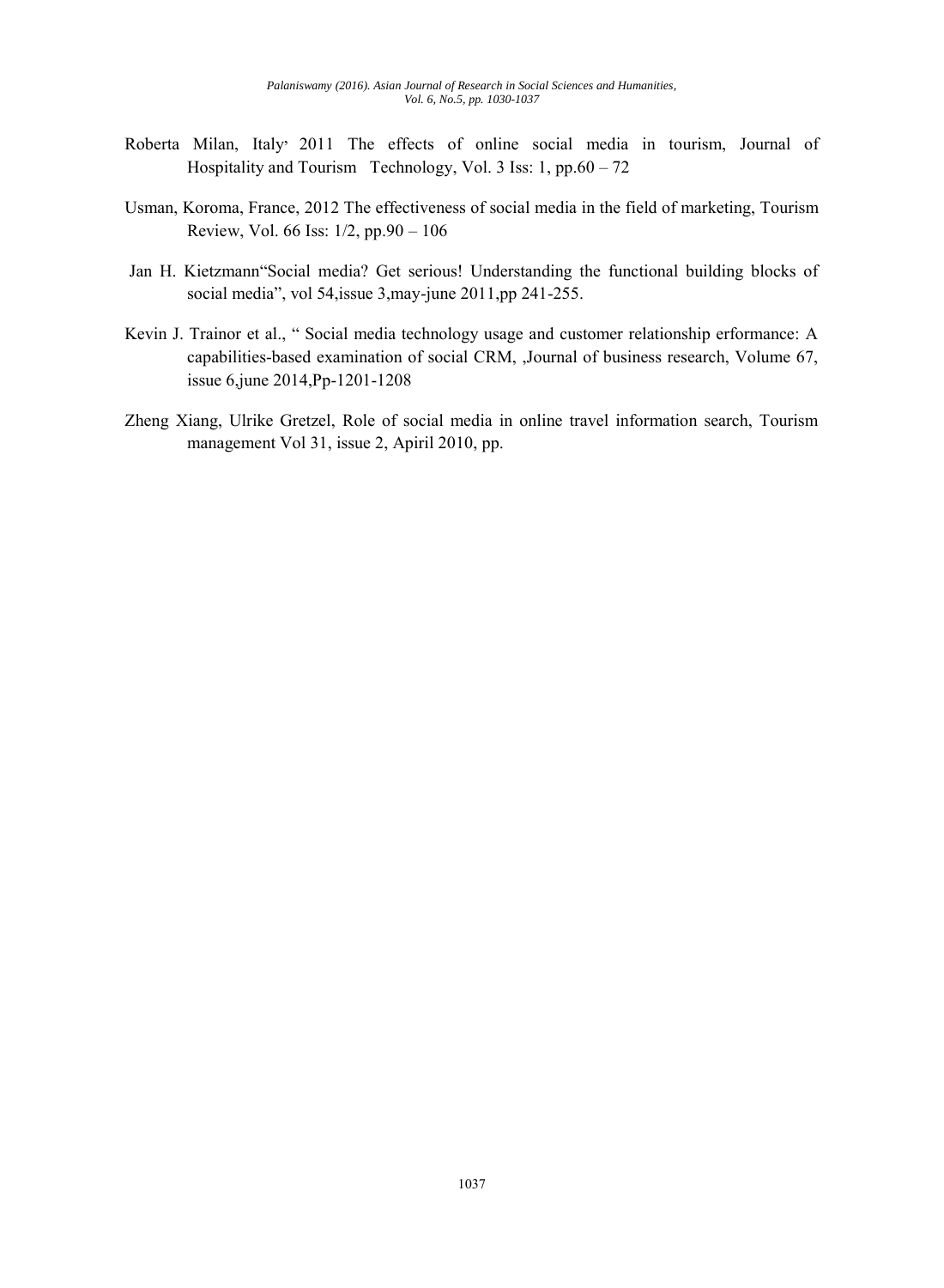Roberta Milan, Italy' 2011 The effects of online social media in tourism, Journal of Hospitality and Tourism Technology, Vol. 3 Iss: 1, pp.60 – 72

Usman, Koroma, France, 2012 The effectiveness of social media in the field of marketing, Tourism Review, Vol. 66 Iss: 1/2, pp.90 – 106

Jan H. Kietzmann"Social media? Get serious! Understanding the functional building blocks of social media", vol 54,issue 3,may-june 2011,pp 241-255.

Kevin J. Trainor et al., " Social media technology usage and customer relationship erformance: A capabilities-based examination of social CRM, ,Journal of business research, Volume 67, issue 6,june 2014,Pp-1201-1208

Zheng Xiang, Ulrike Gretzel, Role of social media in online travel information search, Tourism management Vol 31, issue 2, Apiril 2010, pp.